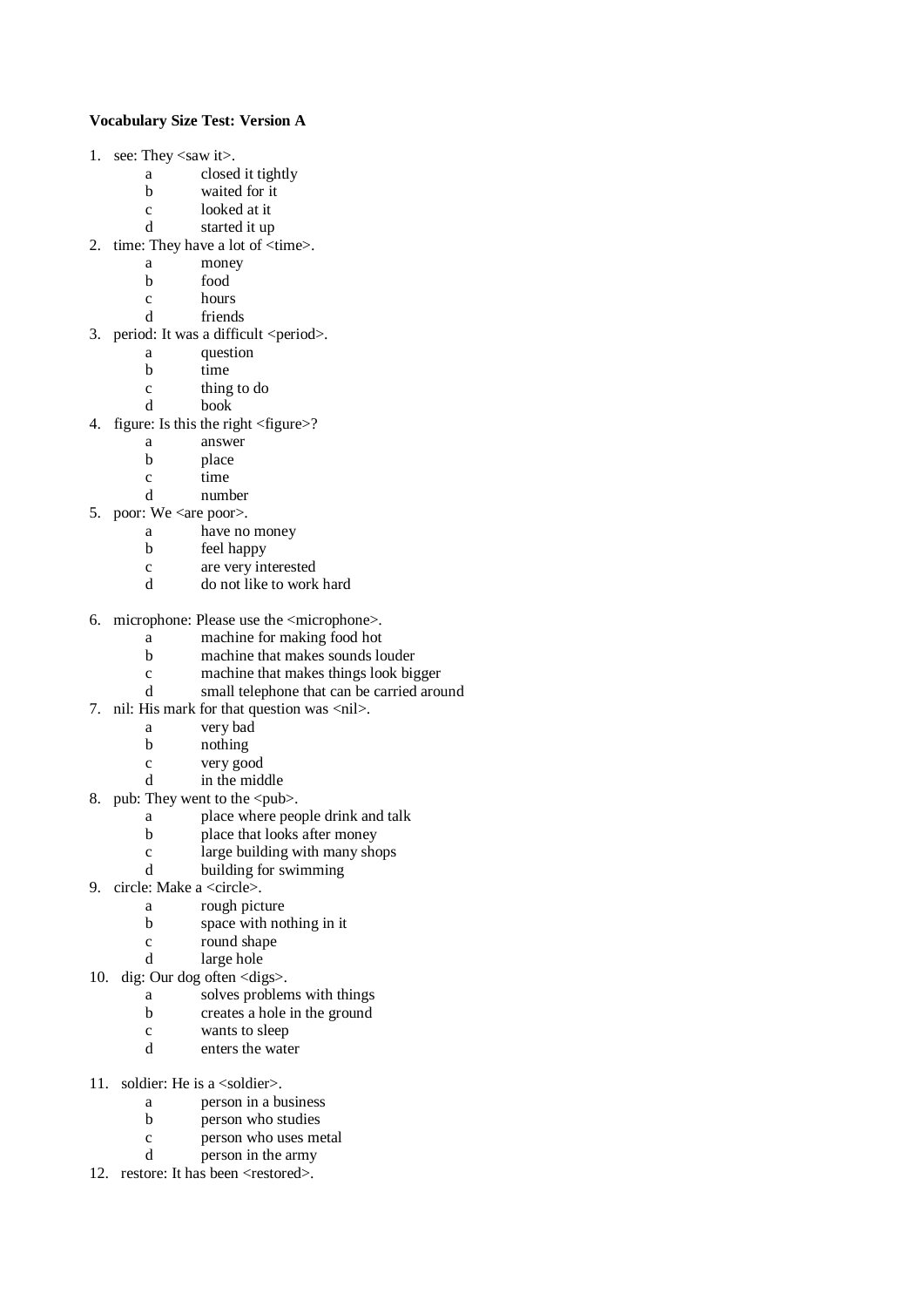**Vocabulary Size Test: Version A**

1. see: They <saw it>.
   - a closed it tightly
   - b waited for it
   - c looked at it
   - d started it up
2. time: They have a lot of <time>.
   - a money
   - b food
   - c hours
   - d friends
3. period: It was a difficult <period>.
   - a question
   - b time
   - c thing to do
   - d book
4. figure: Is this the right <figure>?
   - a answer
   - b place
   - c time
   - d number
5. poor: We <are poor>.
   - a have no money
   - b feel happy
   - c are very interested
   - d do not like to work hard

6. microphone: Please use the <microphone>.
   - a machine for making food hot
   - b machine that makes sounds louder
   - c machine that makes things look bigger
   - d small telephone that can be carried around
7. nil: His mark for that question was <nil>.
   - a very bad
   - b nothing
   - c very good
   - d in the middle
8. pub: They went to the <pub>.
   - a place where people drink and talk
   - b place that looks after money
   - c large building with many shops
   - d building for swimming
9. circle: Make a <circle>.
   - a rough picture
   - b space with nothing in it
   - c round shape
   - d large hole
10. dig: Our dog often <digs>.
    - a solves problems with things
    - b creates a hole in the ground
    - c wants to sleep
    - d enters the water

11. soldier: He is a <soldier>.
    - a person in a business
    - b person who studies
    - c person who uses metal
    - d person in the army
12. restore: It has been <restored>.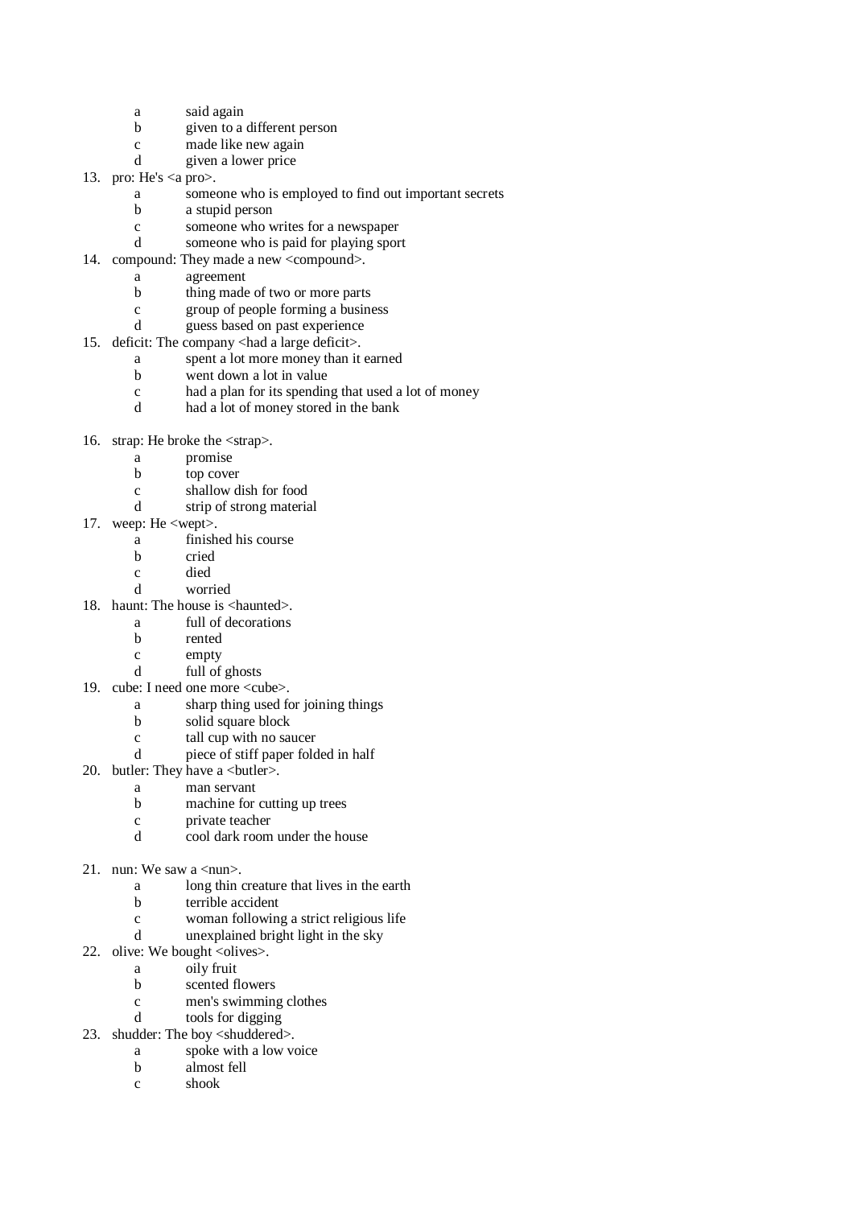a said again
b given to a different person
c made like new again
d given a lower price

13. pro: He's <a pro>.
    a someone who is employed to find out important secrets
    b a stupid person
    c someone who writes for a newspaper
    d someone who is paid for playing sport
14. compound: They made a new <compound>.
    a agreement
    b thing made of two or more parts
    c group of people forming a business
    d guess based on past experience
15. deficit: The company <had a large deficit>.
    a spent a lot more money than it earned
    b went down a lot in value
    c had a plan for its spending that used a lot of money
    d had a lot of money stored in the bank

16. strap: He broke the <strap>.
    a promise
    b top cover
    c shallow dish for food
    d strip of strong material
17. weep: He <wept>.
    a finished his course
    b cried
    c died
    d worried
18. haunt: The house is <haunted>.
    a full of decorations
    b rented
    c empty
    d full of ghosts
19. cube: I need one more <cube>.
    a sharp thing used for joining things
    b solid square block
    c tall cup with no saucer
    d piece of stiff paper folded in half
20. butler: They have a <butler>.
    a man servant
    b machine for cutting up trees
    c private teacher
    d cool dark room under the house

21. nun: We saw a <nun>.
    a long thin creature that lives in the earth
    b terrible accident
    c woman following a strict religious life
    d unexplained bright light in the sky
22. olive: We bought <olives>.
    a oily fruit
    b scented flowers
    c men's swimming clothes
    d tools for digging
23. shudder: The boy <shuddered>.
    a spoke with a low voice
    b almost fell
    c shook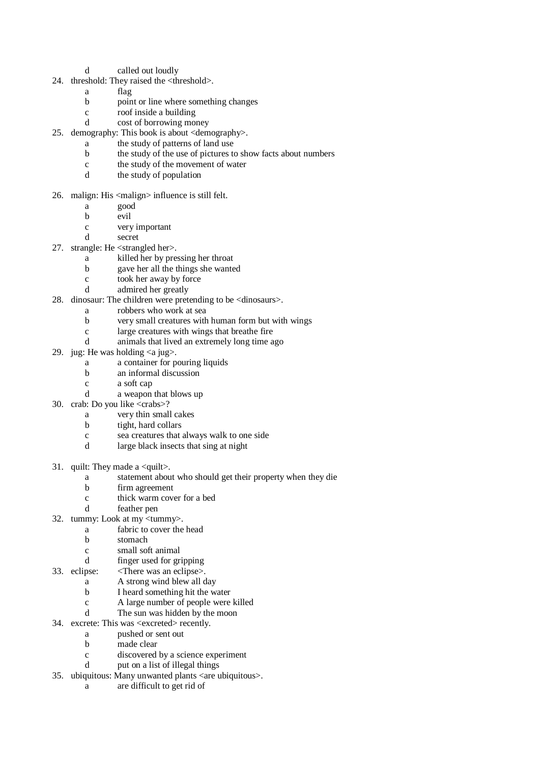d    called out loudly

24. threshold: They raised the <threshold>.
    a    flag
    b    point or line where something changes
    c    roof inside a building
    d    cost of borrowing money

25. demography: This book is about <demography>.
    a    the study of patterns of land use
    b    the study of the use of pictures to show facts about numbers
    c    the study of the movement of water
    d    the study of population

26. malign: His <malign> influence is still felt.
    a    good
    b    evil
    c    very important
    d    secret

27. strangle: He <strangled her>.
    a    killed her by pressing her throat
    b    gave her all the things she wanted
    c    took her away by force
    d    admired her greatly

28. dinosaur: The children were pretending to be <dinosaurs>.
    a    robbers who work at sea
    b    very small creatures with human form but with wings
    c    large creatures with wings that breathe fire
    d    animals that lived an extremely long time ago

29. jug: He was holding <a jug>.
    a    a container for pouring liquids
    b    an informal discussion
    c    a soft cap
    d    a weapon that blows up

30. crab: Do you like <crabs>?
    a    very thin small cakes
    b    tight, hard collars
    c    sea creatures that always walk to one side
    d    large black insects that sing at night

31. quilt: They made a <quilt>.
    a    statement about who should get their property when they die
    b    firm agreement
    c    thick warm cover for a bed
    d    feather pen

32. tummy: Look at my <tummy>.
    a    fabric to cover the head
    b    stomach
    c    small soft animal
    d    finger used for gripping

33. eclipse: <There was an eclipse>.
    a    A strong wind blew all day
    b    I heard something hit the water
    c    A large number of people were killed
    d    The sun was hidden by the moon

34. excrete: This was <excreted> recently.
    a    pushed or sent out
    b    made clear
    c    discovered by a science experiment
    d    put on a list of illegal things

35. ubiquitous: Many unwanted plants <are ubiquitous>.
    a    are difficult to get rid of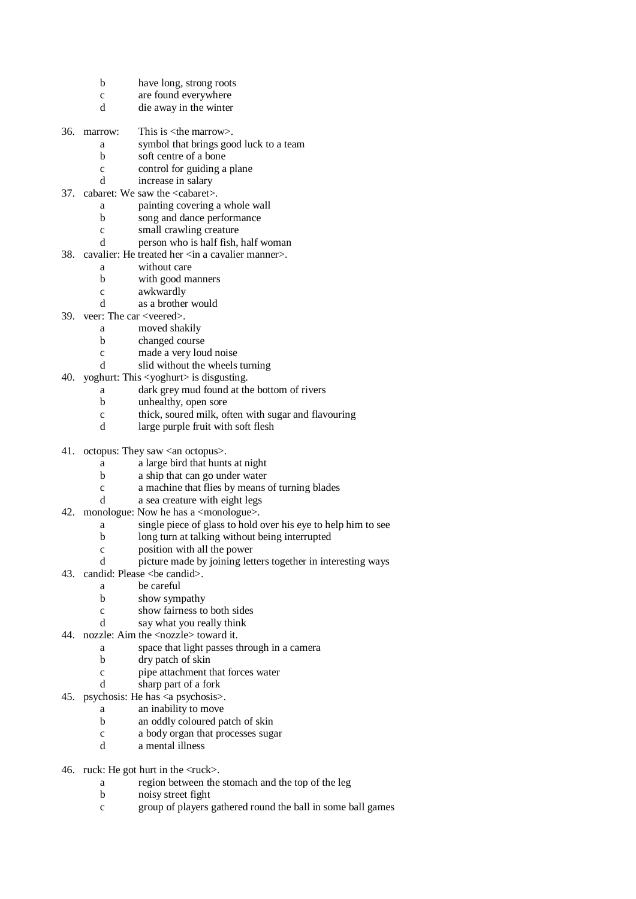b have long, strong roots
c are found everywhere
d die away in the winter

36. marrow: This is <the marrow>.
   a symbol that brings good luck to a team
   b soft centre of a bone
   c control for guiding a plane
   d increase in salary
37. cabaret: We saw the <cabaret>.
   a painting covering a whole wall
   b song and dance performance
   c small crawling creature
   d person who is half fish, half woman
38. cavalier: He treated her <in a cavalier manner>.
   a without care
   b with good manners
   c awkwardly
   d as a brother would
39. veer: The car <veered>.
   a moved shakily
   b changed course
   c made a very loud noise
   d slid without the wheels turning
40. yoghurt: This <yoghurt> is disgusting.
   a dark grey mud found at the bottom of rivers
   b unhealthy, open sore
   c thick, soured milk, often with sugar and flavouring
   d large purple fruit with soft flesh

41. octopus: They saw <an octopus>.
   a a large bird that hunts at night
   b a ship that can go under water
   c a machine that flies by means of turning blades
   d a sea creature with eight legs
42. monologue: Now he has a <monologue>.
   a single piece of glass to hold over his eye to help him to see
   b long turn at talking without being interrupted
   c position with all the power
   d picture made by joining letters together in interesting ways
43. candid: Please <be candid>.
   a be careful
   b show sympathy
   c show fairness to both sides
   d say what you really think
44. nozzle: Aim the <nozzle> toward it.
   a space that light passes through in a camera
   b dry patch of skin
   c pipe attachment that forces water
   d sharp part of a fork
45. psychosis: He has <a psychosis>.
   a an inability to move
   b an oddly coloured patch of skin
   c a body organ that processes sugar
   d a mental illness

46. ruck: He got hurt in the <ruck>.
   a region between the stomach and the top of the leg
   b noisy street fight
   c group of players gathered round the ball in some ball games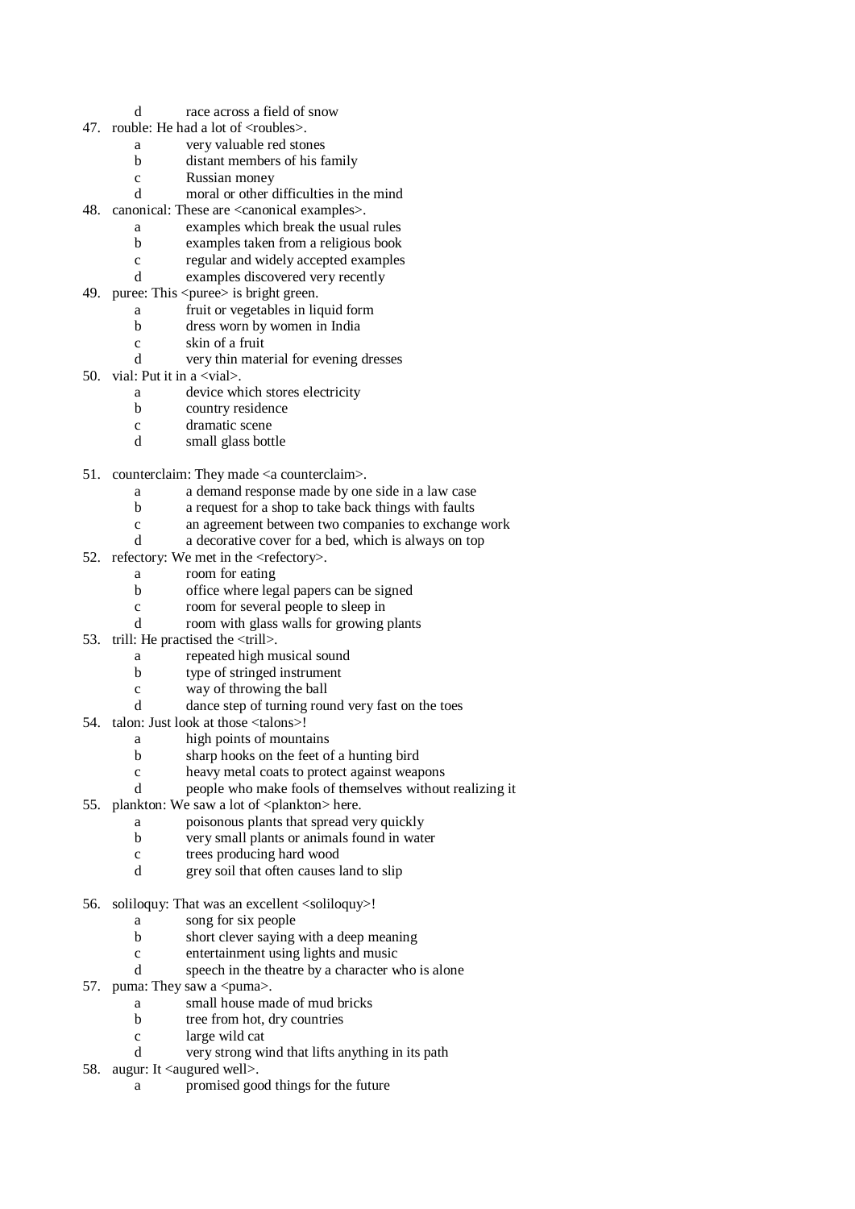d race across a field of snow

47. rouble: He had a lot of <roubles>.
    - a very valuable red stones
    - b distant members of his family
    - c Russian money
    - d moral or other difficulties in the mind
48. canonical: These are <canonical examples>.
    - a examples which break the usual rules
    - b examples taken from a religious book
    - c regular and widely accepted examples
    - d examples discovered very recently
49. puree: This <puree> is bright green.
    - a fruit or vegetables in liquid form
    - b dress worn by women in India
    - c skin of a fruit
    - d very thin material for evening dresses
50. vial: Put it in a <vial>.
    - a device which stores electricity
    - b country residence
    - c dramatic scene
    - d small glass bottle

51. counterclaim: They made <a counterclaim>.
    - a a demand response made by one side in a law case
    - b a request for a shop to take back things with faults
    - c an agreement between two companies to exchange work
    - d a decorative cover for a bed, which is always on top
52. refectory: We met in the <refectory>.
    - a room for eating
    - b office where legal papers can be signed
    - c room for several people to sleep in
    - d room with glass walls for growing plants
53. trill: He practised the <trill>.
    - a repeated high musical sound
    - b type of stringed instrument
    - c way of throwing the ball
    - d dance step of turning round very fast on the toes
54. talon: Just look at those <talons>!
    - a high points of mountains
    - b sharp hooks on the feet of a hunting bird
    - c heavy metal coats to protect against weapons
    - d people who make fools of themselves without realizing it
55. plankton: We saw a lot of <plankton> here.
    - a poisonous plants that spread very quickly
    - b very small plants or animals found in water
    - c trees producing hard wood
    - d grey soil that often causes land to slip

56. soliloquy: That was an excellent <soliloquy>!
    - a song for six people
    - b short clever saying with a deep meaning
    - c entertainment using lights and music
    - d speech in the theatre by a character who is alone
57. puma: They saw a <puma>.
    - a small house made of mud bricks
    - b tree from hot, dry countries
    - c large wild cat
    - d very strong wind that lifts anything in its path
58. augur: It <augured well>.
    - a promised good things for the future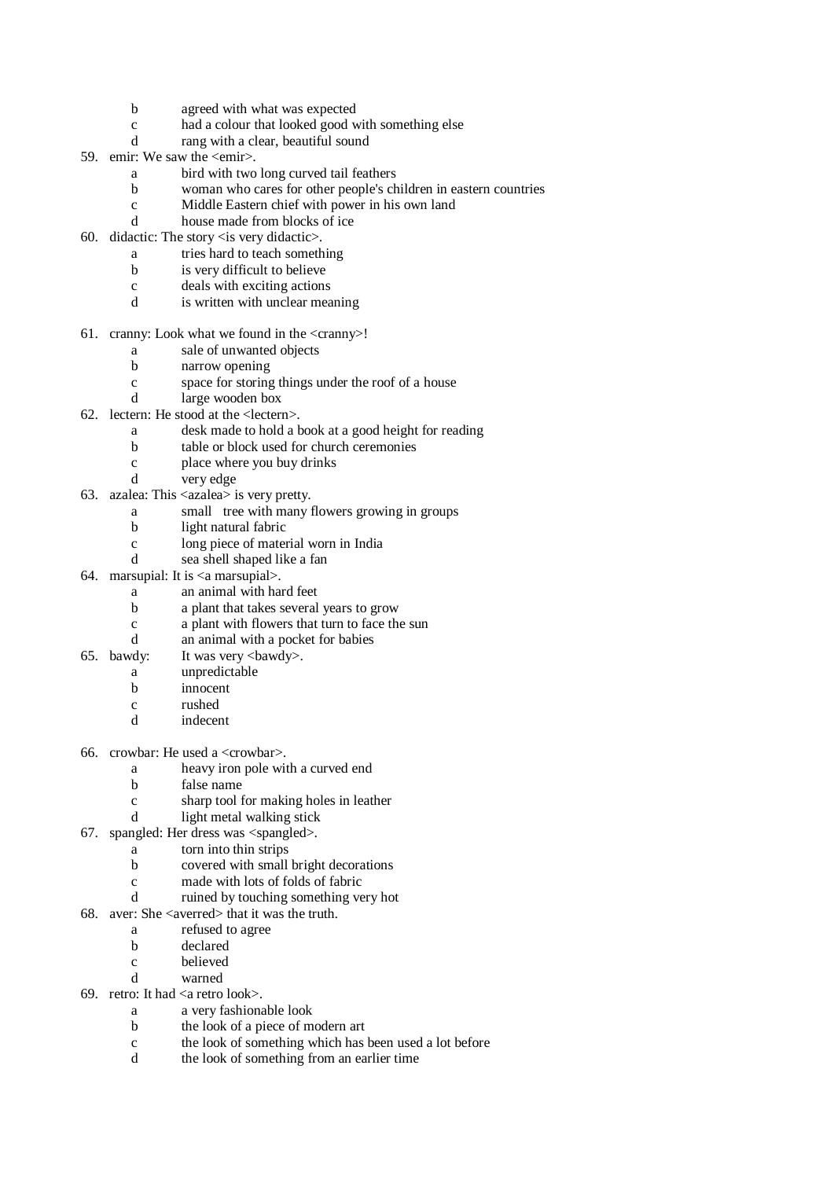b agreed with what was expected
c had a colour that looked good with something else
d rang with a clear, beautiful sound

59. emir: We saw the <emir>.
    a bird with two long curved tail feathers
    b woman who cares for other people's children in eastern countries
    c Middle Eastern chief with power in his own land
    d house made from blocks of ice
60. didactic: The story <is very didactic>.
    a tries hard to teach something
    b is very difficult to believe
    c deals with exciting actions
    d is written with unclear meaning

61. cranny: Look what we found in the <cranny>!
    a sale of unwanted objects
    b narrow opening
    c space for storing things under the roof of a house
    d large wooden box
62. lectern: He stood at the <lectern>.
    a desk made to hold a book at a good height for reading
    b table or block used for church ceremonies
    c place where you buy drinks
    d very edge
63. azalea: This <azalea> is very pretty.
    a small tree with many flowers growing in groups
    b light natural fabric
    c long piece of material worn in India
    d sea shell shaped like a fan
64. marsupial: It is <a marsupial>.
    a an animal with hard feet
    b a plant that takes several years to grow
    c a plant with flowers that turn to face the sun
    d an animal with a pocket for babies
65. bawdy: It was very <bawdy>.
    a unpredictable
    b innocent
    c rushed
    d indecent

66. crowbar: He used a <crowbar>.
    a heavy iron pole with a curved end
    b false name
    c sharp tool for making holes in leather
    d light metal walking stick
67. spangled: Her dress was <spangled>.
    a torn into thin strips
    b covered with small bright decorations
    c made with lots of folds of fabric
    d ruined by touching something very hot
68. aver: She <averred> that it was the truth.
    a refused to agree
    b declared
    c believed
    d warned
69. retro: It had <a retro look>.
    a a very fashionable look
    b the look of a piece of modern art
    c the look of something which has been used a lot before
    d the look of something from an earlier time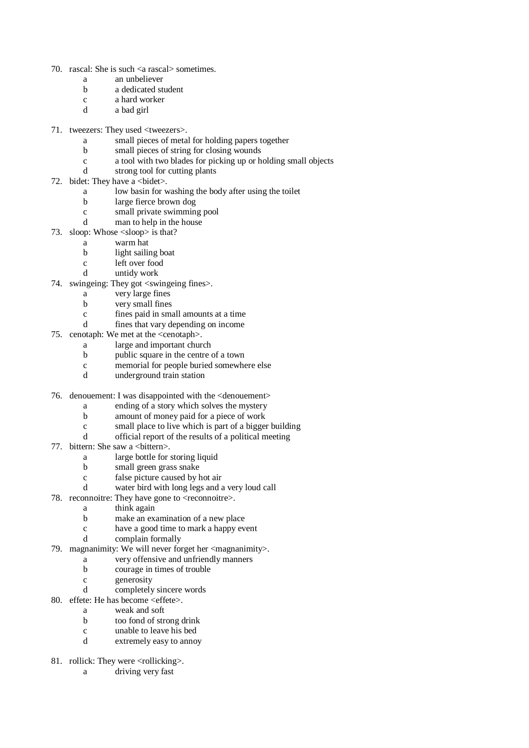70. rascal: She is such <a rascal> sometimes.
    - a an unbeliever
    - b a dedicated student
    - c a hard worker
    - d a bad girl

71. tweezers: They used <tweezers>.
    - a small pieces of metal for holding papers together
    - b small pieces of string for closing wounds
    - c a tool with two blades for picking up or holding small objects
    - d strong tool for cutting plants

72. bidet: They have a <bidet>.
    - a low basin for washing the body after using the toilet
    - b large fierce brown dog
    - c small private swimming pool
    - d man to help in the house

73. sloop: Whose <sloop> is that?
    - a warm hat
    - b light sailing boat
    - c left over food
    - d untidy work

74. swingeing: They got <swingeing fines>.
    - a very large fines
    - b very small fines
    - c fines paid in small amounts at a time
    - d fines that vary depending on income

75. cenotaph: We met at the <cenotaph>.
    - a large and important church
    - b public square in the centre of a town
    - c memorial for people buried somewhere else
    - d underground train station

76. denouement: I was disappointed with the <denouement>
    - a ending of a story which solves the mystery
    - b amount of money paid for a piece of work
    - c small place to live which is part of a bigger building
    - d official report of the results of a political meeting

77. bittern: She saw a <bittern>.
    - a large bottle for storing liquid
    - b small green grass snake
    - c false picture caused by hot air
    - d water bird with long legs and a very loud call

78. reconnoitre: They have gone to <reconnoitre>.
    - a think again
    - b make an examination of a new place
    - c have a good time to mark a happy event
    - d complain formally

79. magnanimity: We will never forget her <magnanimity>.
    - a very offensive and unfriendly manners
    - b courage in times of trouble
    - c generosity
    - d completely sincere words

80. effete: He has become <effete>.
    - a weak and soft
    - b too fond of strong drink
    - c unable to leave his bed
    - d extremely easy to annoy

81. rollick: They were <rollicking>.
    - a driving very fast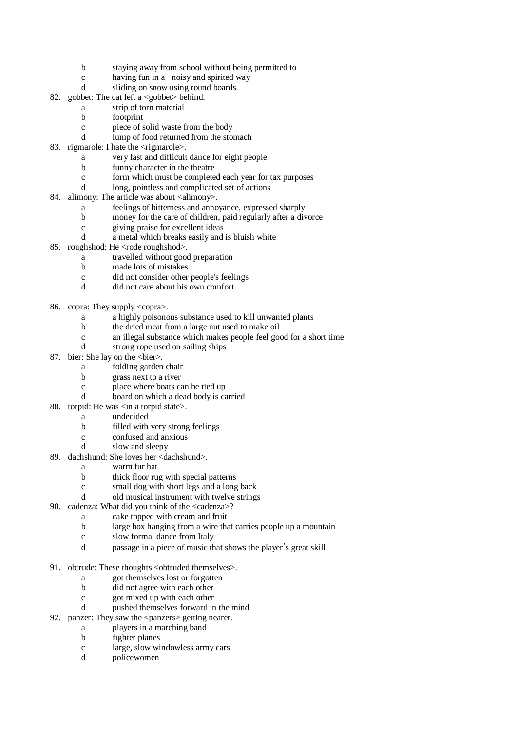b staying away from school without being permitted to
c having fun in a noisy and spirited way
d sliding on snow using round boards

82. gobbet: The cat left a <gobbet> behind.
    a strip of torn material
    b footprint
    c piece of solid waste from the body
    d lump of food returned from the stomach
83. rigmarole: I hate the <rigmarole>.
    a very fast and difficult dance for eight people
    b funny character in the theatre
    c form which must be completed each year for tax purposes
    d long, pointless and complicated set of actions
84. alimony: The article was about <alimony>.
    a feelings of bitterness and annoyance, expressed sharply
    b money for the care of children, paid regularly after a divorce
    c giving praise for excellent ideas
    d a metal which breaks easily and is bluish white
85. roughshod: He <rode roughshod>.
    a travelled without good preparation
    b made lots of mistakes
    c did not consider other people's feelings
    d did not care about his own comfort
86. copra: They supply <copra>.
    a a highly poisonous substance used to kill unwanted plants
    b the dried meat from a large nut used to make oil
    c an illegal substance which makes people feel good for a short time
    d strong rope used on sailing ships
87. bier: She lay on the <bier>.
    a folding garden chair
    b grass next to a river
    c place where boats can be tied up
    d board on which a dead body is carried
88. torpid: He was <in a torpid state>.
    a undecided
    b filled with very strong feelings
    c confused and anxious
    d slow and sleepy
89. dachshund: She loves her <dachshund>.
    a warm fur hat
    b thick floor rug with special patterns
    c small dog with short legs and a long back
    d old musical instrument with twelve strings
90. cadenza: What did you think of the <cadenza>?
    a cake topped with cream and fruit
    b large box hanging from a wire that carries people up a mountain
    c slow formal dance from Italy
    d passage in a piece of music that shows the player's great skill
91. obtrude: These thoughts <obtruded themselves>.
    a got themselves lost or forgotten
    b did not agree with each other
    c got mixed up with each other
    d pushed themselves forward in the mind
92. panzer: They saw the <panzers> getting nearer.
    a players in a marching band
    b fighter planes
    c large, slow windowless army cars
    d policewomen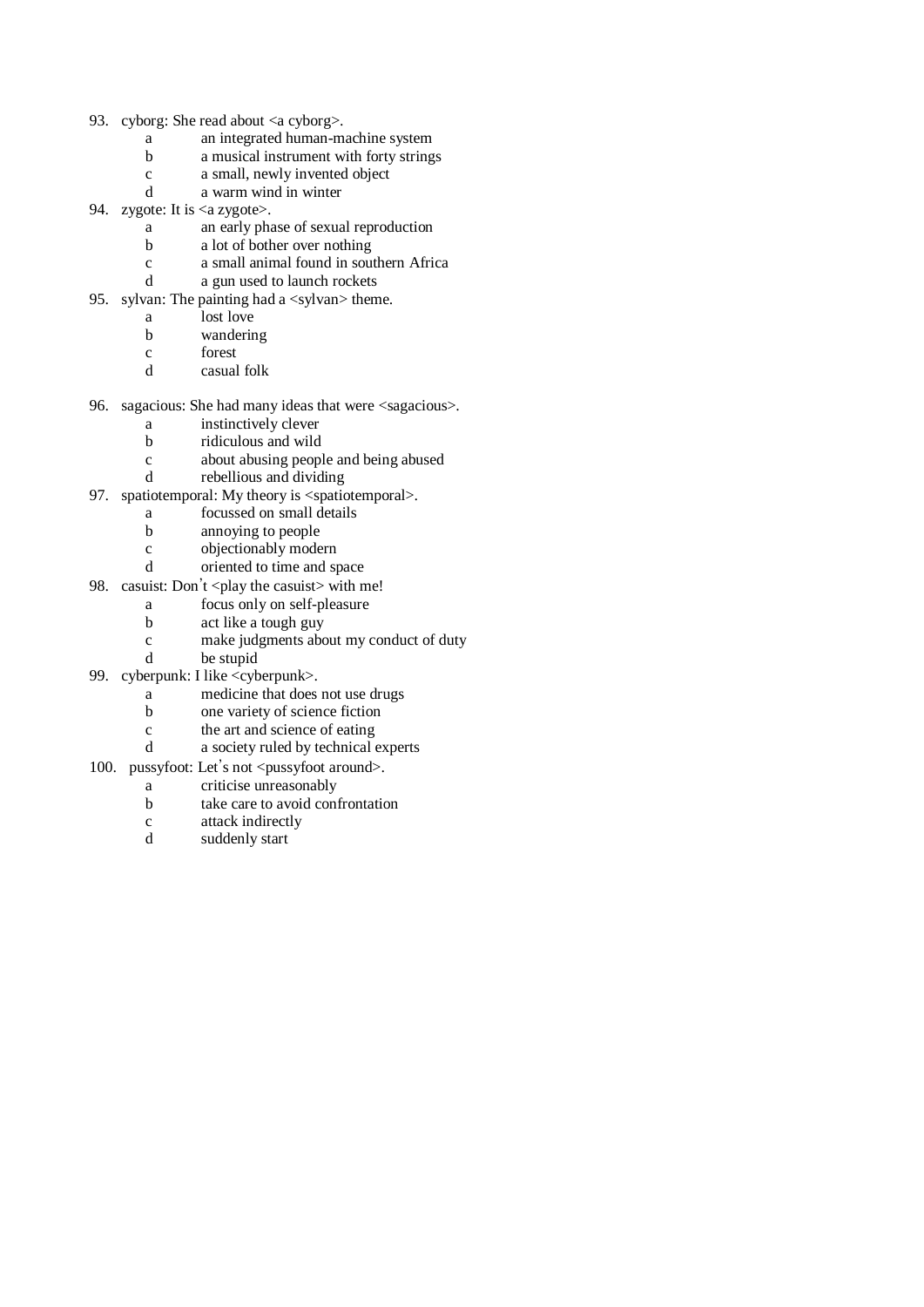93. cyborg: She read about <a cyborg>.
    - a an integrated human-machine system
    - b a musical instrument with forty strings
    - c a small, newly invented object
    - d a warm wind in winter

94. zygote: It is <a zygote>.
    - a an early phase of sexual reproduction
    - b a lot of bother over nothing
    - c a small animal found in southern Africa
    - d a gun used to launch rockets

95. sylvan: The painting had a <sylvan> theme.
    - a lost love
    - b wandering
    - c forest
    - d casual folk

96. sagacious: She had many ideas that were <sagacious>.
    - a instinctively clever
    - b ridiculous and wild
    - c about abusing people and being abused
    - d rebellious and dividing

97. spatiotemporal: My theory is <spatiotemporal>.
    - a focussed on small details
    - b annoying to people
    - c objectionably modern
    - d oriented to time and space

98. casuist: Don't <play the casuist> with me!
    - a focus only on self-pleasure
    - b act like a tough guy
    - c make judgments about my conduct of duty
    - d be stupid

99. cyberpunk: I like <cyberpunk>.
    - a medicine that does not use drugs
    - b one variety of science fiction
    - c the art and science of eating
    - d a society ruled by technical experts

100. pussyfoot: Let's not <pussyfoot around>.
    - a criticise unreasonably
    - b take care to avoid confrontation
    - c attack indirectly
    - d suddenly start